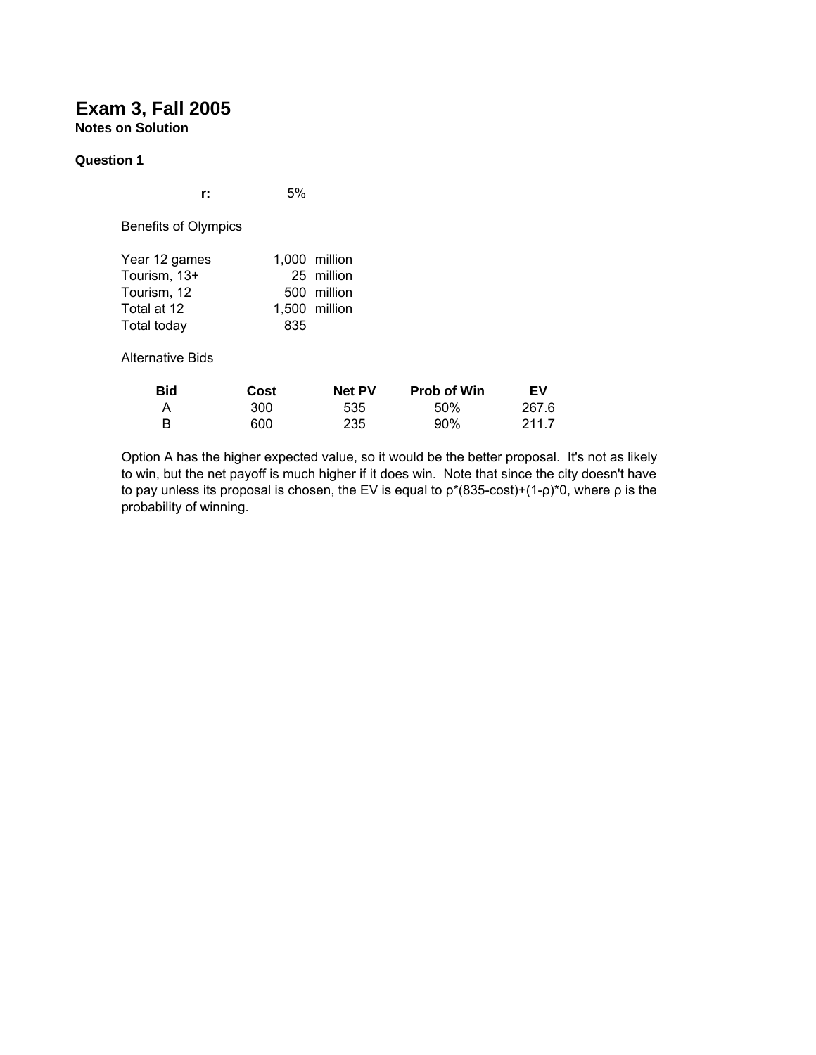# Exam 3, Fall 2005

**Notes on Solution**

**Question 1**

**r:** 5%

Benefits of Olympics

| | | |
|---|---|---|
| Year 12 games | 1,000 | million |
| Tourism, 13+ | 25 | million |
| Tourism, 12 | 500 | million |
| Total at 12 | 1,500 | million |
| Total today | 835 | |

Alternative Bids

| Bid | Cost | Net PV | Prob of Win | EV |
|---|---|---|---|---|
| A | 300 | 535 | 50% | 267.6 |
| B | 600 | 235 | 90% | 211.7 |

Option A has the higher expected value, so it would be the better proposal. It's not as likely to win, but the net payoff is much higher if it does win. Note that since the city doesn't have to pay unless its proposal is chosen, the EV is equal to $\rho$*(835-cost)+(1-$\rho$)*0, where $\rho$ is the probability of winning.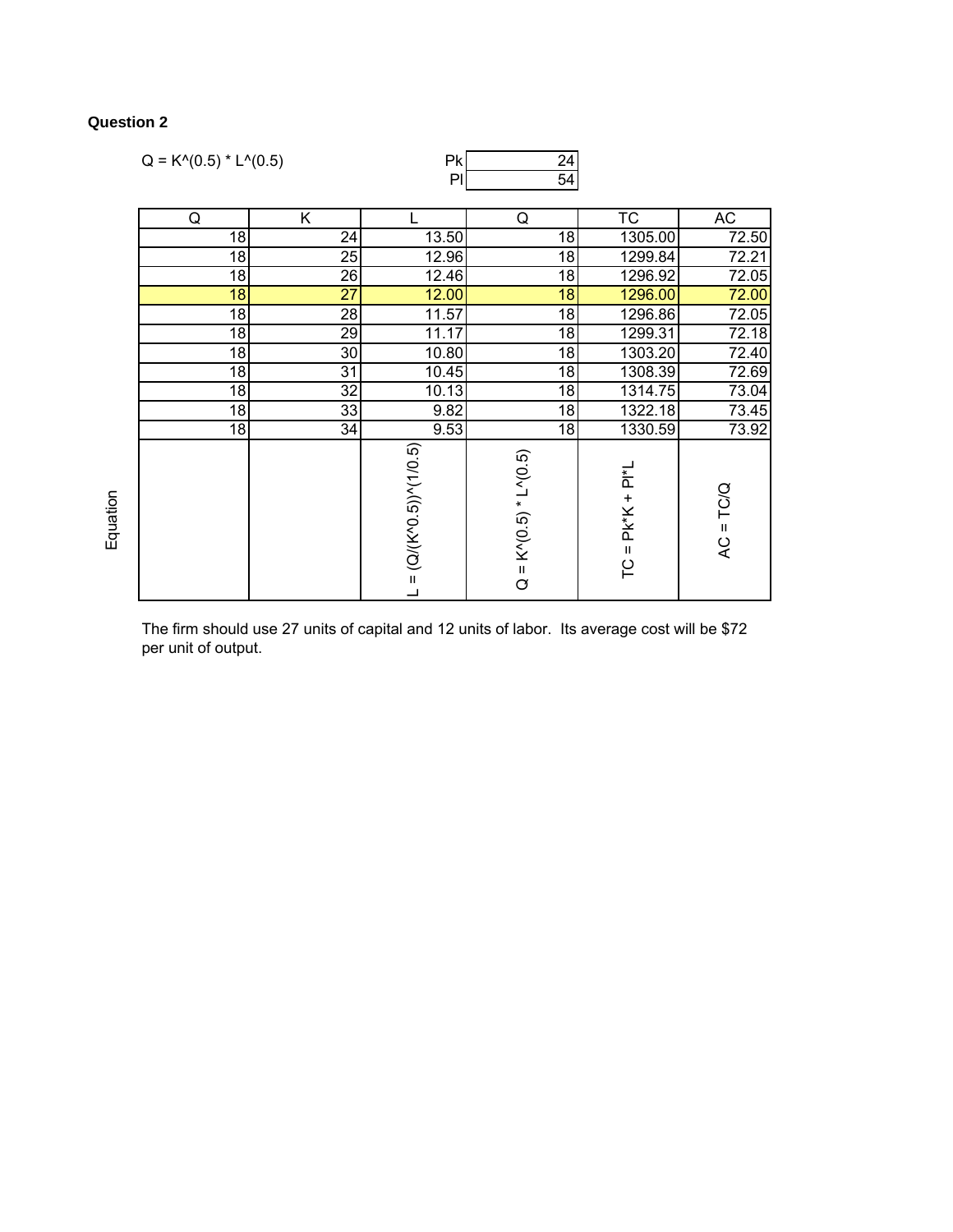**Question 2**

$Q = K^{(0.5)} * L^{(0.5)}$

| | |
|---|---|
| Pk | 24 |
| Pl | 54 |

| | Q | K | L | Q | TC | AC |
|---|---|---|---|---|---|---|
| | 18 | 24 | 13.50 | 18 | 1305.00 | 72.50 |
| | 18 | 25 | 12.96 | 18 | 1299.84 | 72.21 |
| | 18 | 26 | 12.46 | 18 | 1296.92 | 72.05 |
| | 18 | 27 | 12.00 | 18 | 1296.00 | 72.00 |
| | 18 | 28 | 11.57 | 18 | 1296.86 | 72.05 |
| | 18 | 29 | 11.17 | 18 | 1299.31 | 72.18 |
| | 18 | 30 | 10.80 | 18 | 1303.20 | 72.40 |
| | 18 | 31 | 10.45 | 18 | 1308.39 | 72.69 |
| | 18 | 32 | 10.13 | 18 | 1314.75 | 73.04 |
| | 18 | 33 | 9.82 | 18 | 1322.18 | 73.45 |
| | 18 | 34 | 9.53 | 18 | 1330.59 | 73.92 |
| Equation | | | L = (Q/(K^0.5))^(1/0.5) | Q = K^(0.5) * L^(0.5) | TC = Pk*K + Pl*L | AC = TC/Q |

The firm should use 27 units of capital and 12 units of labor. Its average cost will be $72 per unit of output.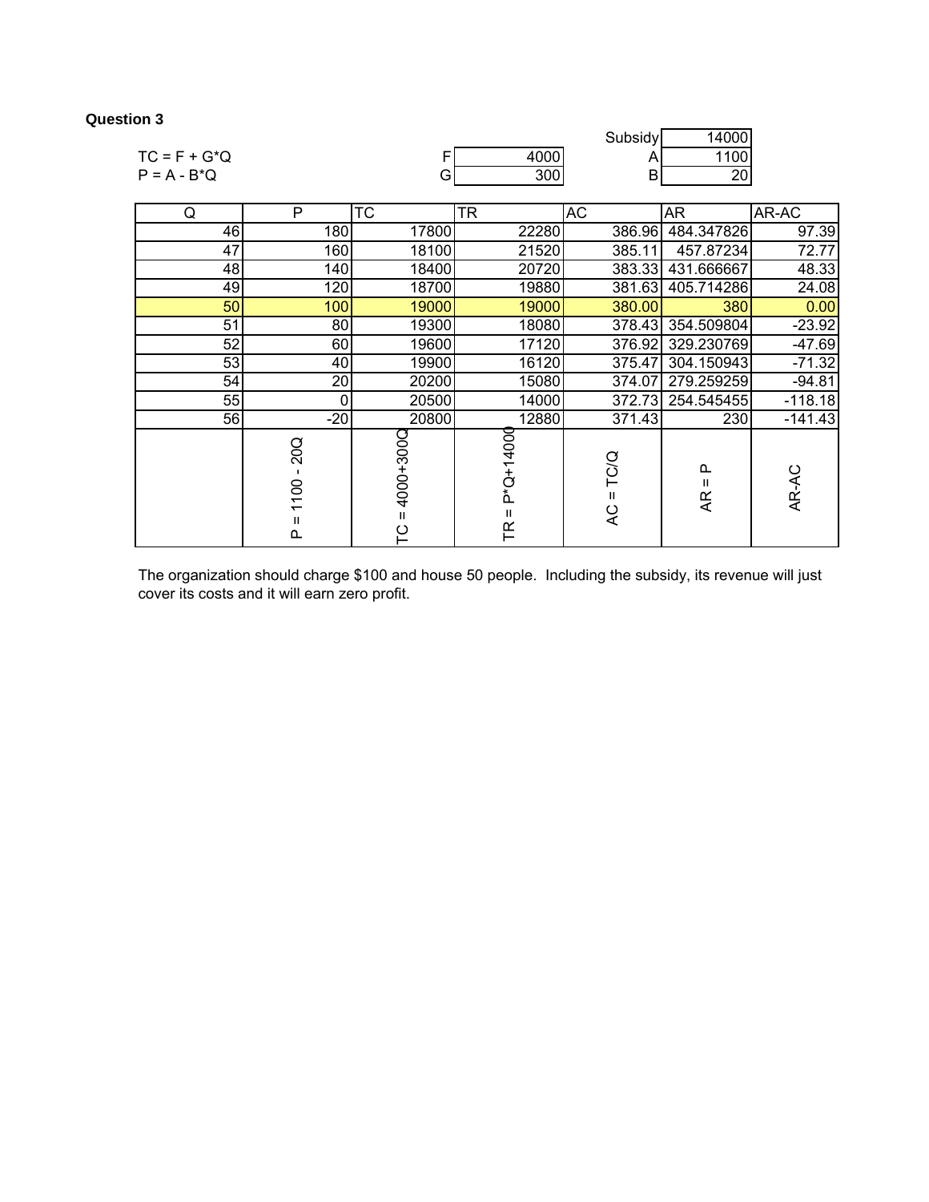**Question 3**

$TC = F + G*Q$

$P = A - B*Q$

| | |
|---|---|
| F | 4000 |
| G | 300 |
| Subsidy | 14000 |
| A | 1100 |
| B | 20 |

| Q | P | TC | TR | AC | AR | AR-AC |
|---|---|---|---|---|---|---|
| 46 | 180 | 17800 | 22280 | 386.96 | 484.347826 | 97.39 |
| 47 | 160 | 18100 | 21520 | 385.11 | 457.87234 | 72.77 |
| 48 | 140 | 18400 | 20720 | 383.33 | 431.666667 | 48.33 |
| 49 | 120 | 18700 | 19880 | 381.63 | 405.714286 | 24.08 |
| 50 | 100 | 19000 | 19000 | 380.00 | 380 | 0.00 |
| 51 | 80 | 19300 | 18080 | 378.43 | 354.509804 | -23.92 |
| 52 | 60 | 19600 | 17120 | 376.92 | 329.230769 | -47.69 |
| 53 | 40 | 19900 | 16120 | 375.47 | 304.150943 | -71.32 |
| 54 | 20 | 20200 | 15080 | 374.07 | 279.259259 | -94.81 |
| 55 | 0 | 20500 | 14000 | 372.73 | 254.545455 | -118.18 |
| 56 | -20 | 20800 | 12880 | 371.43 | 230 | -141.43 |
| | P = 1100 - 20Q | TC = 4000+300Q | TR = P*Q+14000 | AC = TC/Q | AR = P | AR-AC |

The organization should charge $100 and house 50 people. Including the subsidy, its revenue will just cover its costs and it will earn zero profit.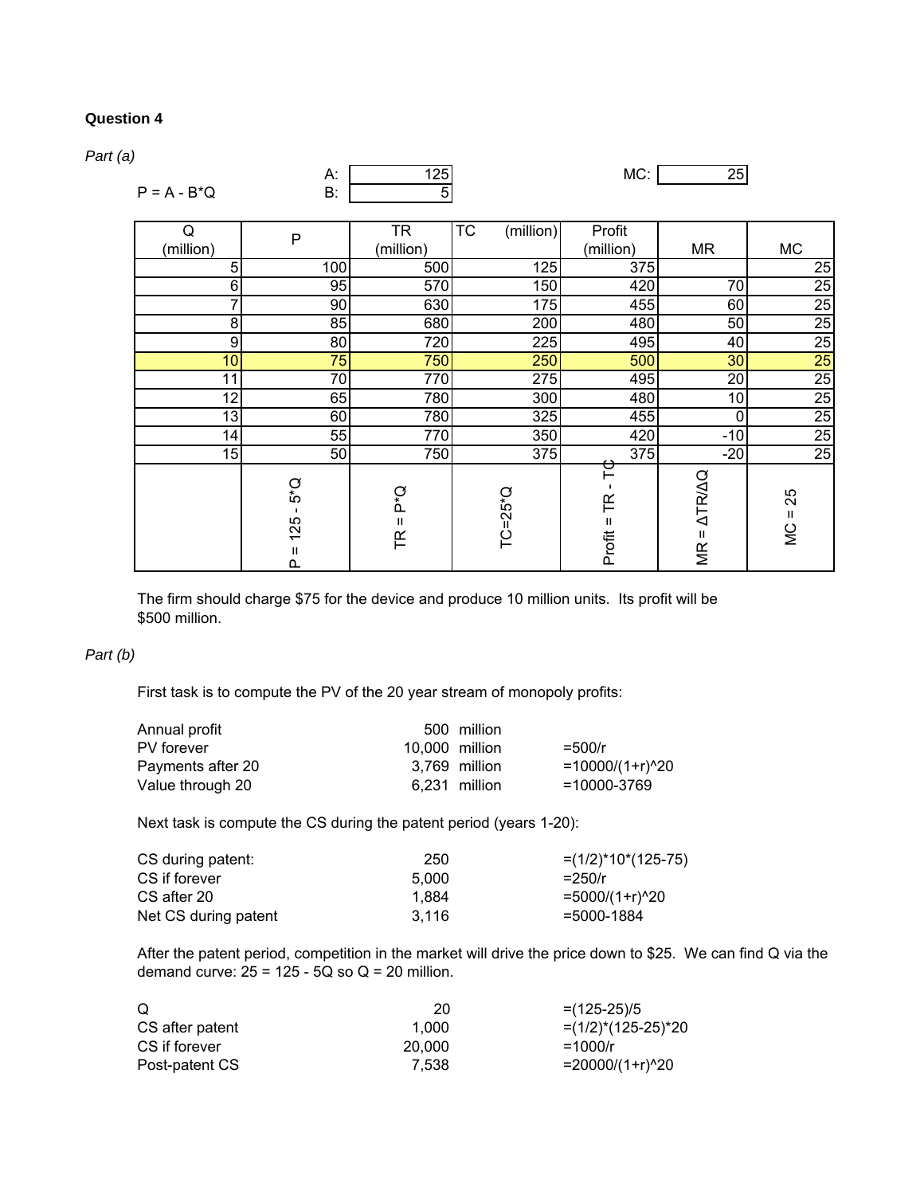**Question 4**

*Part (a)*

P = A - B*Q

| | |
|---|---|
| A: | 125 |
| B: | 5 |
| MC: | 25 |

| Q (million) | P | TR (million) | TC (million) | Profit (million) | MR | MC |
|---|---|---|---|---|---|---|
| 5 | 100 | 500 | 125 | 375 | | 25 |
| 6 | 95 | 570 | 150 | 420 | 70 | 25 |
| 7 | 90 | 630 | 175 | 455 | 60 | 25 |
| 8 | 85 | 680 | 200 | 480 | 50 | 25 |
| 9 | 80 | 720 | 225 | 495 | 40 | 25 |
| 10 | 75 | 750 | 250 | 500 | 30 | 25 |
| 11 | 70 | 770 | 275 | 495 | 20 | 25 |
| 12 | 65 | 780 | 300 | 480 | 10 | 25 |
| 13 | 60 | 780 | 325 | 455 | 0 | 25 |
| 14 | 55 | 770 | 350 | 420 | -10 | 25 |
| 15 | 50 | 750 | 375 | 375 | -20 | 25 |
| | P = 125 - 5*Q | TR = P*Q | TC=25*Q | Profit = TR - TC | MR = ΔTR/ΔQ | MC = 25 |

The firm should charge $75 for the device and produce 10 million units. Its profit will be $500 million.

*Part (b)*

First task is to compute the PV of the 20 year stream of monopoly profits:

| | | |
|---|---|---|
| Annual profit | 500 million | |
| PV forever | 10,000 million | =500/r |
| Payments after 20 | 3,769 million | =10000/(1+r)^20 |
| Value through 20 | 6,231 million | =10000-3769 |

Next task is compute the CS during the patent period (years 1-20):

| | | |
|---|---|---|
| CS during patent: | 250 | =(1/2)*10*(125-75) |
| CS if forever | 5,000 | =250/r |
| CS after 20 | 1,884 | =5000/(1+r)^20 |
| Net CS during patent | 3,116 | =5000-1884 |

After the patent period, competition in the market will drive the price down to $25. We can find Q via the demand curve: 25 = 125 - 5Q so Q = 20 million.

| | | |
|---|---|---|
| Q | 20 | =(125-25)/5 |
| CS after patent | 1,000 | =(1/2)*(125-25)*20 |
| CS if forever | 20,000 | =1000/r |
| Post-patent CS | 7,538 | =20000/(1+r)^20 |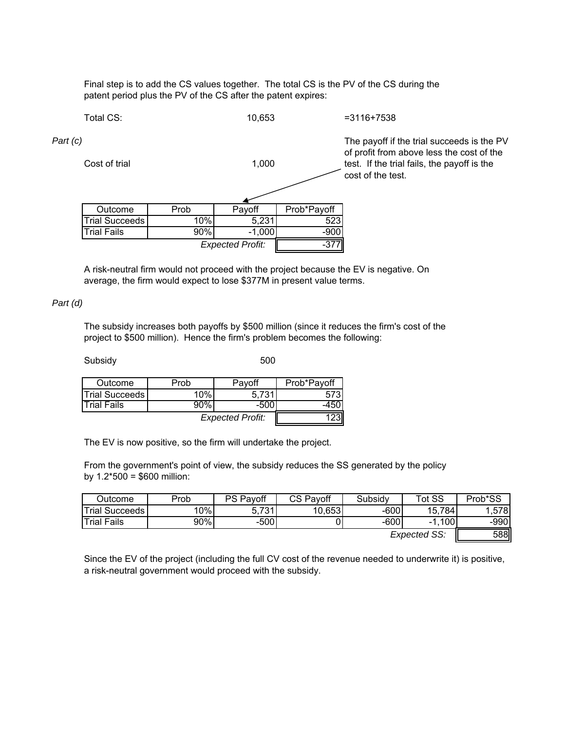Final step is to add the CS values together. The total CS is the PV of the CS during the patent period plus the PV of the CS after the patent expires:

Total CS: 10,653 =3116+7538

*Part (c)*

Cost of trial 1,000

The payoff if the trial succeeds is the PV of profit from above less the cost of the test. If the trial fails, the payoff is the cost of the test.

| Outcome | Prob | Payoff | Prob*Payoff |
|---|---|---|---|
| Trial Succeeds | 10% | 5,231 | 523 |
| Trial Fails | 90% | -1,000 | -900 |
| | | *Expected Profit:* | -377 |

A risk-neutral firm would not proceed with the project because the EV is negative. On average, the firm would expect to lose $377M in present value terms.

*Part (d)*

The subsidy increases both payoffs by $500 million (since it reduces the firm's cost of the project to $500 million). Hence the firm's problem becomes the following:

Subsidy 500

| Outcome | Prob | Payoff | Prob*Payoff |
|---|---|---|---|
| Trial Succeeds | 10% | 5,731 | 573 |
| Trial Fails | 90% | -500 | -450 |
| | | *Expected Profit:* | 123 |

The EV is now positive, so the firm will undertake the project.

From the government's point of view, the subsidy reduces the SS generated by the policy by 1.2*500 = $600 million:

| Outcome | Prob | PS Payoff | CS Payoff | Subsidy | Tot SS | Prob*SS |
|---|---|---|---|---|---|---|
| Trial Succeeds | 10% | 5,731 | 10,653 | -600 | 15,784 | 1,578 |
| Trial Fails | 90% | -500 | 0 | -600 | -1,100 | -990 |
| | | | | | *Expected SS:* | 588 |

Since the EV of the project (including the full CV cost of the revenue needed to underwrite it) is positive, a risk-neutral government would proceed with the subsidy.